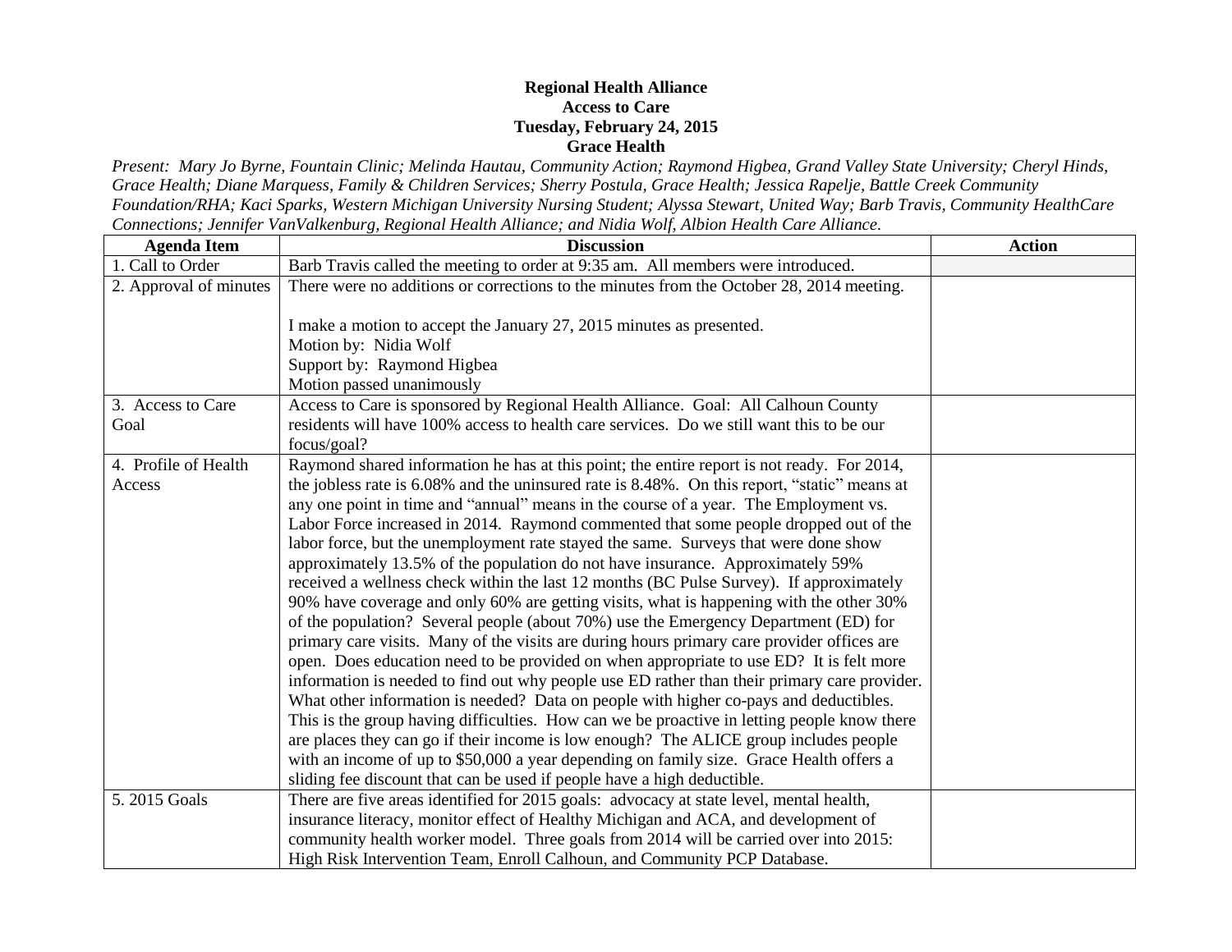**Regional Health Alliance**
**Access to Care**
**Tuesday, February 24, 2015**
**Grace Health**

*Present: Mary Jo Byrne, Fountain Clinic; Melinda Hautau, Community Action; Raymond Higbea, Grand Valley State University; Cheryl Hinds, Grace Health; Diane Marquess, Family & Children Services; Sherry Postula, Grace Health; Jessica Rapelje, Battle Creek Community Foundation/RHA; Kaci Sparks, Western Michigan University Nursing Student; Alyssa Stewart, United Way; Barb Travis, Community HealthCare Connections; Jennifer VanValkenburg, Regional Health Alliance; and Nidia Wolf, Albion Health Care Alliance.*

| Agenda Item | Discussion | Action |
|---|---|---|
| 1. Call to Order | Barb Travis called the meeting to order at 9:35 am. All members were introduced. | |
| 2. Approval of minutes | There were no additions or corrections to the minutes from the October 28, 2014 meeting.<br><br>I make a motion to accept the January 27, 2015 minutes as presented.<br>Motion by: Nidia Wolf<br>Support by: Raymond Higbea<br>Motion passed unanimously | |
| 3. Access to Care Goal | Access to Care is sponsored by Regional Health Alliance. Goal: All Calhoun County residents will have 100% access to health care services. Do we still want this to be our focus/goal? | |
| 4. Profile of Health Access | Raymond shared information he has at this point; the entire report is not ready. For 2014, the jobless rate is 6.08% and the uninsured rate is 8.48%. On this report, "static" means at any one point in time and "annual" means in the course of a year. The Employment vs. Labor Force increased in 2014. Raymond commented that some people dropped out of the labor force, but the unemployment rate stayed the same. Surveys that were done show approximately 13.5% of the population do not have insurance. Approximately 59% received a wellness check within the last 12 months (BC Pulse Survey). If approximately 90% have coverage and only 60% are getting visits, what is happening with the other 30% of the population? Several people (about 70%) use the Emergency Department (ED) for primary care visits. Many of the visits are during hours primary care provider offices are open. Does education need to be provided on when appropriate to use ED? It is felt more information is needed to find out why people use ED rather than their primary care provider. What other information is needed? Data on people with higher co-pays and deductibles. This is the group having difficulties. How can we be proactive in letting people know there are places they can go if their income is low enough? The ALICE group includes people with an income of up to $50,000 a year depending on family size. Grace Health offers a sliding fee discount that can be used if people have a high deductible. | |
| 5. 2015 Goals | There are five areas identified for 2015 goals: advocacy at state level, mental health, insurance literacy, monitor effect of Healthy Michigan and ACA, and development of community health worker model. Three goals from 2014 will be carried over into 2015: High Risk Intervention Team, Enroll Calhoun, and Community PCP Database. | |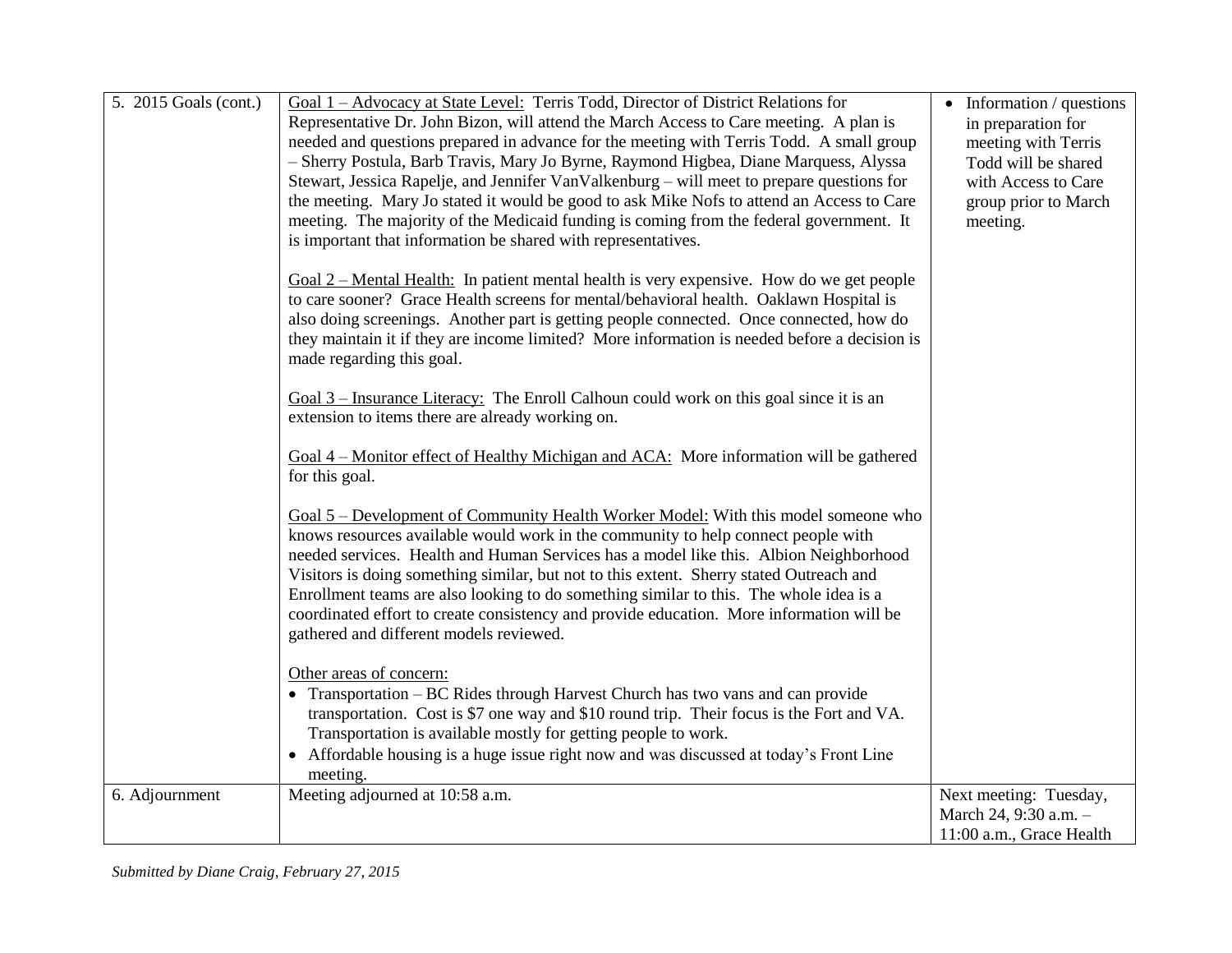| | | |
|---|---|---|
| 5. 2015 Goals (cont.) | <u>Goal 1 – Advocacy at State Level:</u> Terris Todd, Director of District Relations for Representative Dr. John Bizon, will attend the March Access to Care meeting. A plan is needed and questions prepared in advance for the meeting with Terris Todd. A small group – Sherry Postula, Barb Travis, Mary Jo Byrne, Raymond Higbea, Diane Marquess, Alyssa Stewart, Jessica Rapelje, and Jennifer VanValkenburg – will meet to prepare questions for the meeting. Mary Jo stated it would be good to ask Mike Nofs to attend an Access to Care meeting. The majority of the Medicaid funding is coming from the federal government. It is important that information be shared with representatives.<br><br><u>Goal 2 – Mental Health:</u> In patient mental health is very expensive. How do we get people to care sooner? Grace Health screens for mental/behavioral health. Oaklawn Hospital is also doing screenings. Another part is getting people connected. Once connected, how do they maintain it if they are income limited? More information is needed before a decision is made regarding this goal.<br><br><u>Goal 3 – Insurance Literacy:</u> The Enroll Calhoun could work on this goal since it is an extension to items there are already working on.<br><br><u>Goal 4 – Monitor effect of Healthy Michigan and ACA:</u> More information will be gathered for this goal.<br><br><u>Goal 5 – Development of Community Health Worker Model:</u> With this model someone who knows resources available would work in the community to help connect people with needed services. Health and Human Services has a model like this. Albion Neighborhood Visitors is doing something similar, but not to this extent. Sherry stated Outreach and Enrollment teams are also looking to do something similar to this. The whole idea is a coordinated effort to create consistency and provide education. More information will be gathered and different models reviewed.<br><br><u>Other areas of concern:</u><br>• Transportation – BC Rides through Harvest Church has two vans and can provide transportation. Cost is $7 one way and $10 round trip. Their focus is the Fort and VA. Transportation is available mostly for getting people to work.<br>• Affordable housing is a huge issue right now and was discussed at today's Front Line meeting. | • Information / questions in preparation for meeting with Terris Todd will be shared with Access to Care group prior to March meeting. |
| 6. Adjournment | Meeting adjourned at 10:58 a.m. | Next meeting: Tuesday, March 24, 9:30 a.m. – 11:00 a.m., Grace Health |

*Submitted by Diane Craig, February 27, 2015*